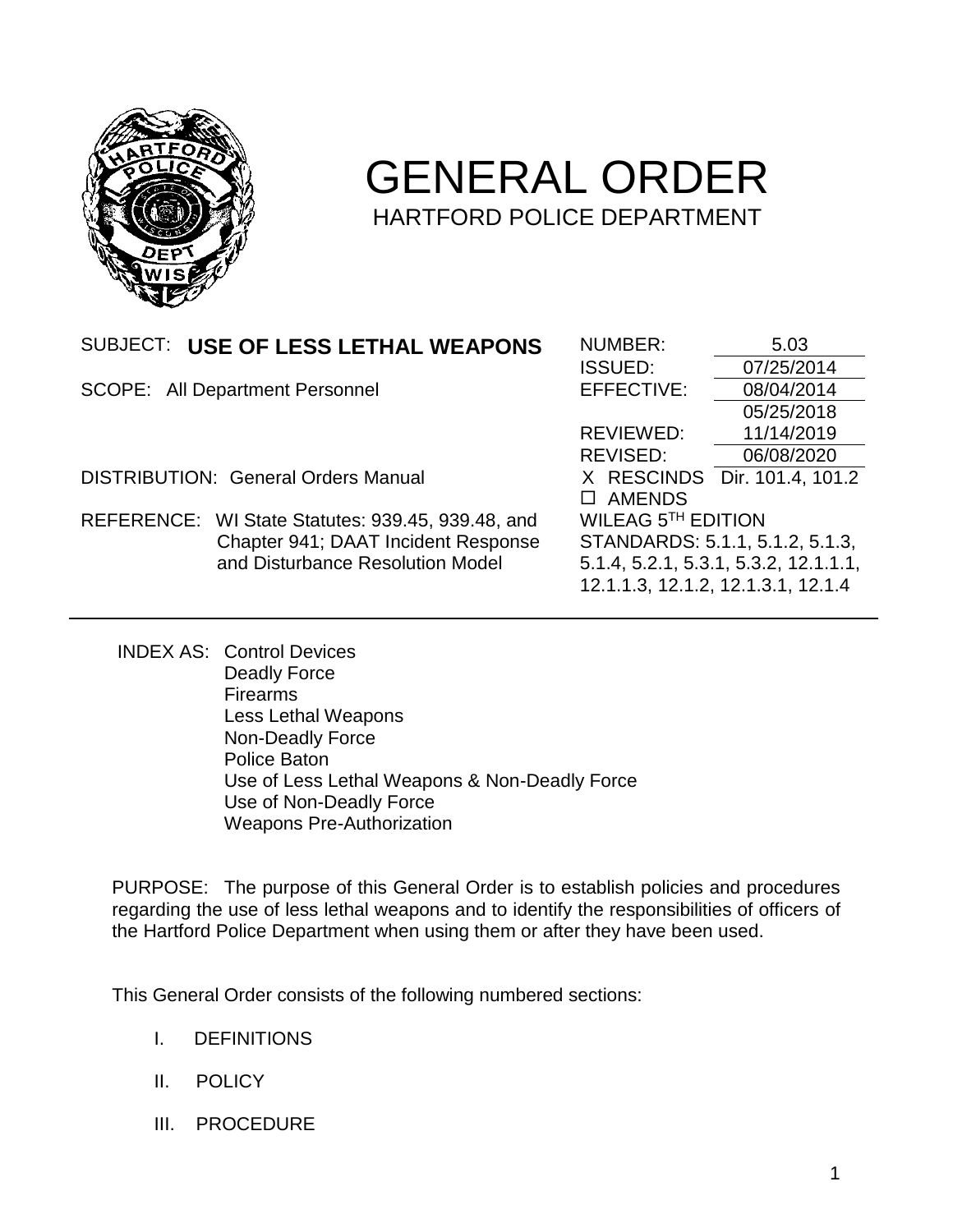# GENERAL ORDER

## HARTFORD POLICE DEPARTMENT

SUBJECT: **USE OF LESS LETHAL WEAPONS**

SCOPE: All Department Personnel

DISTRIBUTION: General Orders Manual

REFERENCE: WI State Statutes: 939.45, 939.48, and Chapter 941; DAAT Incident Response and Disturbance Resolution Model

| | |
|---|---|
| NUMBER: | 5.03 |
| ISSUED: | 07/25/2014 |
| EFFECTIVE: | 08/04/2014 |
| | 05/25/2018 |
| REVIEWED: | 11/14/2019 |
| REVISED: | 06/08/2020 |
| X RESCINDS | Dir. 101.4, 101.2 |
| ☐ AMENDS | |

WILEAG 5TH EDITION STANDARDS: 5.1.1, 5.1.2, 5.1.3, 5.1.4, 5.2.1, 5.3.1, 5.3.2, 12.1.1.1, 12.1.1.3, 12.1.2, 12.1.3.1, 12.1.4

INDEX AS: Control Devices
Deadly Force
Firearms
Less Lethal Weapons
Non-Deadly Force
Police Baton
Use of Less Lethal Weapons & Non-Deadly Force
Use of Non-Deadly Force
Weapons Pre-Authorization

PURPOSE: The purpose of this General Order is to establish policies and procedures regarding the use of less lethal weapons and to identify the responsibilities of officers of the Hartford Police Department when using them or after they have been used.

This General Order consists of the following numbered sections:

I. DEFINITIONS

II. POLICY

III. PROCEDURE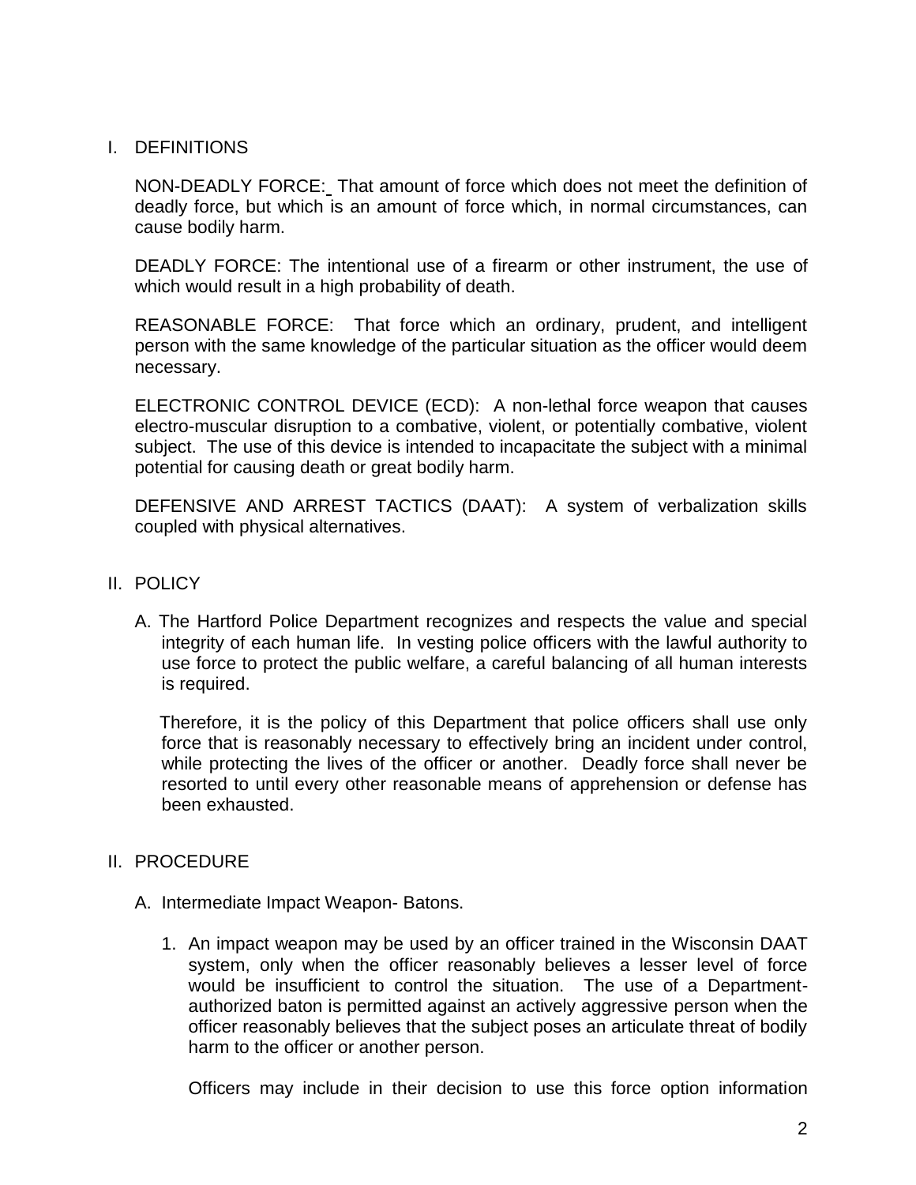## I. DEFINITIONS

NON-DEADLY FORCE: That amount of force which does not meet the definition of deadly force, but which is an amount of force which, in normal circumstances, can cause bodily harm.

DEADLY FORCE: The intentional use of a firearm or other instrument, the use of which would result in a high probability of death.

REASONABLE FORCE: That force which an ordinary, prudent, and intelligent person with the same knowledge of the particular situation as the officer would deem necessary.

ELECTRONIC CONTROL DEVICE (ECD): A non-lethal force weapon that causes electro-muscular disruption to a combative, violent, or potentially combative, violent subject. The use of this device is intended to incapacitate the subject with a minimal potential for causing death or great bodily harm.

DEFENSIVE AND ARREST TACTICS (DAAT): A system of verbalization skills coupled with physical alternatives.

## II. POLICY

A. The Hartford Police Department recognizes and respects the value and special integrity of each human life. In vesting police officers with the lawful authority to use force to protect the public welfare, a careful balancing of all human interests is required.

Therefore, it is the policy of this Department that police officers shall use only force that is reasonably necessary to effectively bring an incident under control, while protecting the lives of the officer or another. Deadly force shall never be resorted to until every other reasonable means of apprehension or defense has been exhausted.

## II. PROCEDURE

A. Intermediate Impact Weapon- Batons.

1. An impact weapon may be used by an officer trained in the Wisconsin DAAT system, only when the officer reasonably believes a lesser level of force would be insufficient to control the situation. The use of a Department-authorized baton is permitted against an actively aggressive person when the officer reasonably believes that the subject poses an articulate threat of bodily harm to the officer or another person.

   Officers may include in their decision to use this force option information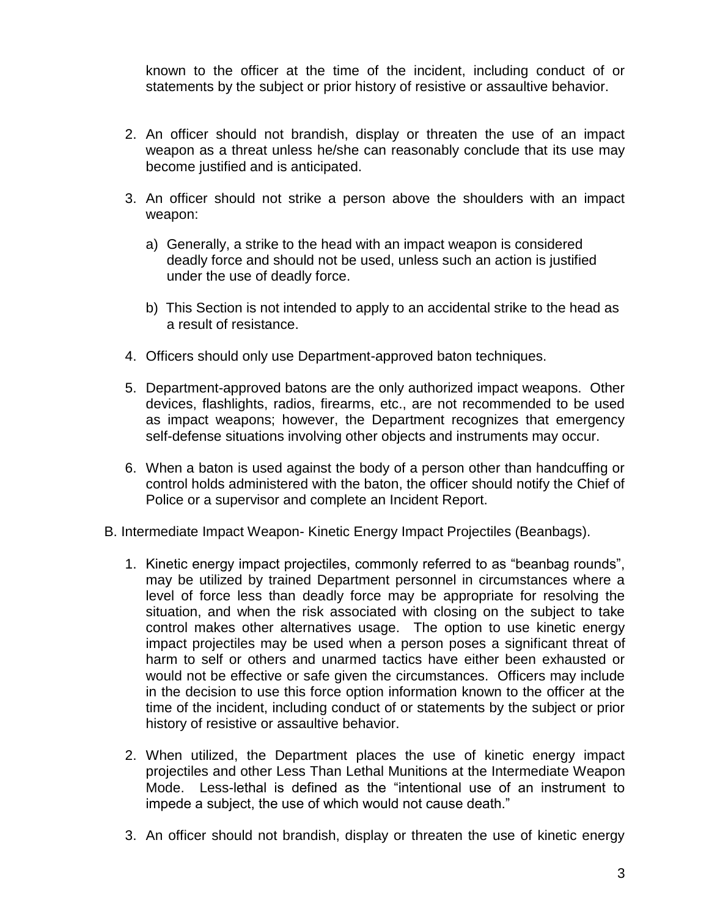known to the officer at the time of the incident, including conduct of or statements by the subject or prior history of resistive or assaultive behavior.

2. An officer should not brandish, display or threaten the use of an impact weapon as a threat unless he/she can reasonably conclude that its use may become justified and is anticipated.

3. An officer should not strike a person above the shoulders with an impact weapon:

   a) Generally, a strike to the head with an impact weapon is considered deadly force and should not be used, unless such an action is justified under the use of deadly force.

   b) This Section is not intended to apply to an accidental strike to the head as a result of resistance.

4. Officers should only use Department-approved baton techniques.

5. Department-approved batons are the only authorized impact weapons. Other devices, flashlights, radios, firearms, etc., are not recommended to be used as impact weapons; however, the Department recognizes that emergency self-defense situations involving other objects and instruments may occur.

6. When a baton is used against the body of a person other than handcuffing or control holds administered with the baton, the officer should notify the Chief of Police or a supervisor and complete an Incident Report.

B. Intermediate Impact Weapon- Kinetic Energy Impact Projectiles (Beanbags).

1. Kinetic energy impact projectiles, commonly referred to as "beanbag rounds", may be utilized by trained Department personnel in circumstances where a level of force less than deadly force may be appropriate for resolving the situation, and when the risk associated with closing on the subject to take control makes other alternatives usage. The option to use kinetic energy impact projectiles may be used when a person poses a significant threat of harm to self or others and unarmed tactics have either been exhausted or would not be effective or safe given the circumstances. Officers may include in the decision to use this force option information known to the officer at the time of the incident, including conduct of or statements by the subject or prior history of resistive or assaultive behavior.

2. When utilized, the Department places the use of kinetic energy impact projectiles and other Less Than Lethal Munitions at the Intermediate Weapon Mode. Less-lethal is defined as the "intentional use of an instrument to impede a subject, the use of which would not cause death."

3. An officer should not brandish, display or threaten the use of kinetic energy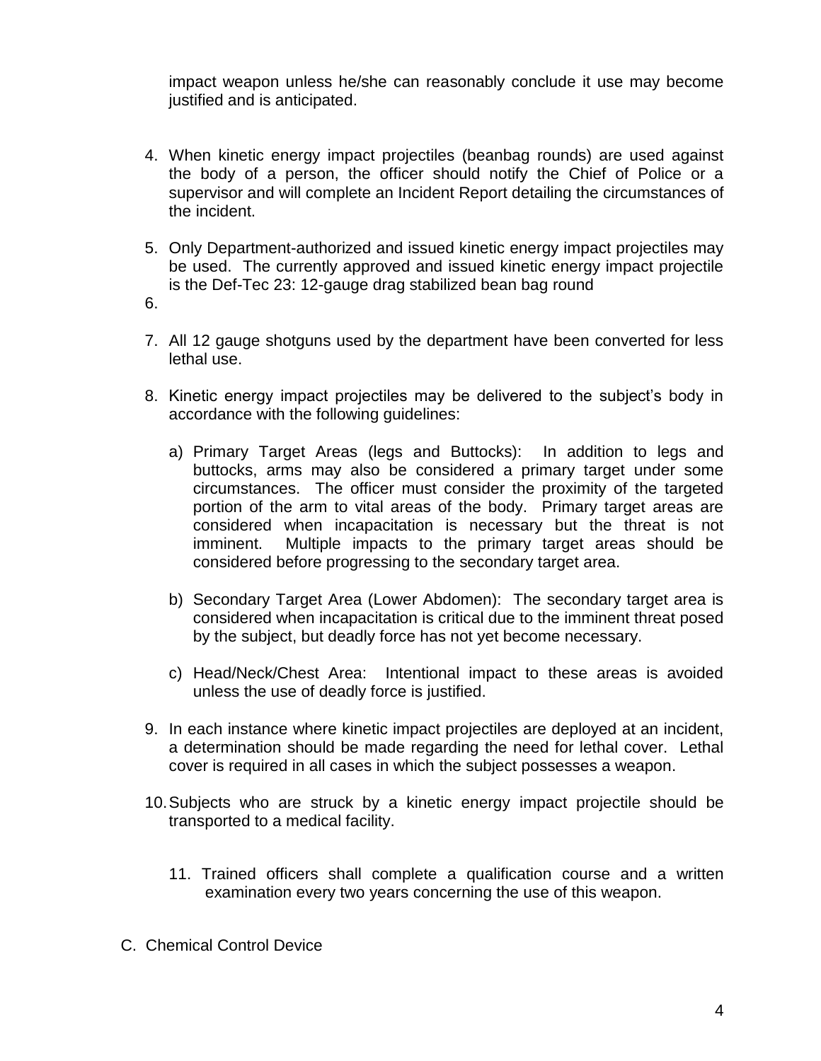impact weapon unless he/she can reasonably conclude it use may become justified and is anticipated.

4. When kinetic energy impact projectiles (beanbag rounds) are used against the body of a person, the officer should notify the Chief of Police or a supervisor and will complete an Incident Report detailing the circumstances of the incident.

5. Only Department-authorized and issued kinetic energy impact projectiles may be used. The currently approved and issued kinetic energy impact projectile is the Def-Tec 23: 12-gauge drag stabilized bean bag round

6. 

7. All 12 gauge shotguns used by the department have been converted for less lethal use.

8. Kinetic energy impact projectiles may be delivered to the subject's body in accordance with the following guidelines:

   a) Primary Target Areas (legs and Buttocks): In addition to legs and buttocks, arms may also be considered a primary target under some circumstances. The officer must consider the proximity of the targeted portion of the arm to vital areas of the body. Primary target areas are considered when incapacitation is necessary but the threat is not imminent. Multiple impacts to the primary target areas should be considered before progressing to the secondary target area.

   b) Secondary Target Area (Lower Abdomen): The secondary target area is considered when incapacitation is critical due to the imminent threat posed by the subject, but deadly force has not yet become necessary.

   c) Head/Neck/Chest Area: Intentional impact to these areas is avoided unless the use of deadly force is justified.

9. In each instance where kinetic impact projectiles are deployed at an incident, a determination should be made regarding the need for lethal cover. Lethal cover is required in all cases in which the subject possesses a weapon.

10. Subjects who are struck by a kinetic energy impact projectile should be transported to a medical facility.

11. Trained officers shall complete a qualification course and a written examination every two years concerning the use of this weapon.

C. Chemical Control Device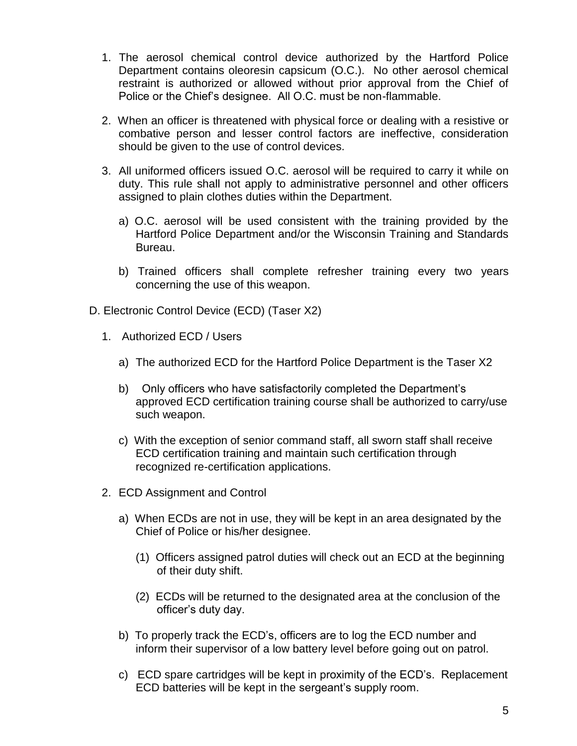1. The aerosol chemical control device authorized by the Hartford Police Department contains oleoresin capsicum (O.C.). No other aerosol chemical restraint is authorized or allowed without prior approval from the Chief of Police or the Chief's designee. All O.C. must be non-flammable.

2. When an officer is threatened with physical force or dealing with a resistive or combative person and lesser control factors are ineffective, consideration should be given to the use of control devices.

3. All uniformed officers issued O.C. aerosol will be required to carry it while on duty. This rule shall not apply to administrative personnel and other officers assigned to plain clothes duties within the Department.

   a) O.C. aerosol will be used consistent with the training provided by the Hartford Police Department and/or the Wisconsin Training and Standards Bureau.

   b) Trained officers shall complete refresher training every two years concerning the use of this weapon.

D. Electronic Control Device (ECD) (Taser X2)

1. Authorized ECD / Users

   a) The authorized ECD for the Hartford Police Department is the Taser X2

   b) Only officers who have satisfactorily completed the Department's approved ECD certification training course shall be authorized to carry/use such weapon.

   c) With the exception of senior command staff, all sworn staff shall receive ECD certification training and maintain such certification through recognized re-certification applications.

2. ECD Assignment and Control

   a) When ECDs are not in use, they will be kept in an area designated by the Chief of Police or his/her designee.

      (1) Officers assigned patrol duties will check out an ECD at the beginning of their duty shift.

      (2) ECDs will be returned to the designated area at the conclusion of the officer's duty day.

   b) To properly track the ECD's, officers are to log the ECD number and inform their supervisor of a low battery level before going out on patrol.

   c) ECD spare cartridges will be kept in proximity of the ECD's. Replacement ECD batteries will be kept in the sergeant's supply room.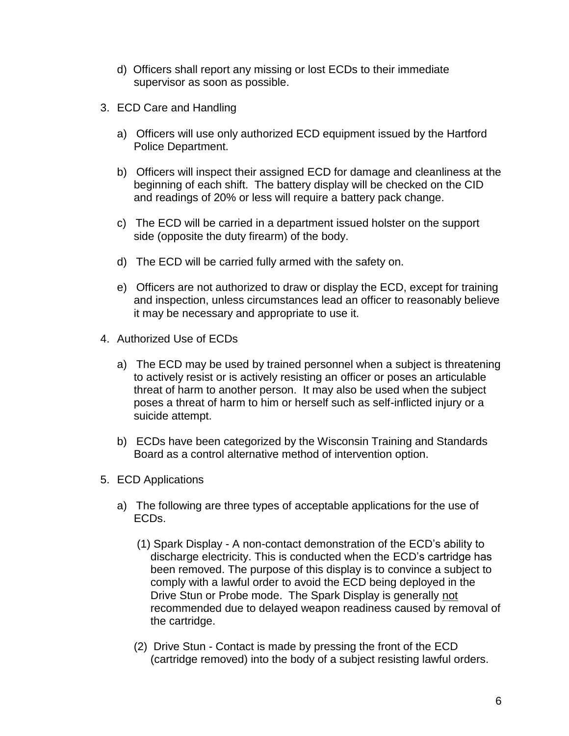d) Officers shall report any missing or lost ECDs to their immediate supervisor as soon as possible.

3. ECD Care and Handling

   a) Officers will use only authorized ECD equipment issued by the Hartford Police Department.

   b) Officers will inspect their assigned ECD for damage and cleanliness at the beginning of each shift. The battery display will be checked on the CID and readings of 20% or less will require a battery pack change.

   c) The ECD will be carried in a department issued holster on the support side (opposite the duty firearm) of the body.

   d) The ECD will be carried fully armed with the safety on.

   e) Officers are not authorized to draw or display the ECD, except for training and inspection, unless circumstances lead an officer to reasonably believe it may be necessary and appropriate to use it.

4. Authorized Use of ECDs

   a) The ECD may be used by trained personnel when a subject is threatening to actively resist or is actively resisting an officer or poses an articulable threat of harm to another person. It may also be used when the subject poses a threat of harm to him or herself such as self-inflicted injury or a suicide attempt.

   b) ECDs have been categorized by the Wisconsin Training and Standards Board as a control alternative method of intervention option.

5. ECD Applications

   a) The following are three types of acceptable applications for the use of ECDs.

      (1) Spark Display - A non-contact demonstration of the ECD's ability to discharge electricity. This is conducted when the ECD's cartridge has been removed. The purpose of this display is to convince a subject to comply with a lawful order to avoid the ECD being deployed in the Drive Stun or Probe mode. The Spark Display is generally <u>not</u> recommended due to delayed weapon readiness caused by removal of the cartridge.

      (2) Drive Stun - Contact is made by pressing the front of the ECD (cartridge removed) into the body of a subject resisting lawful orders.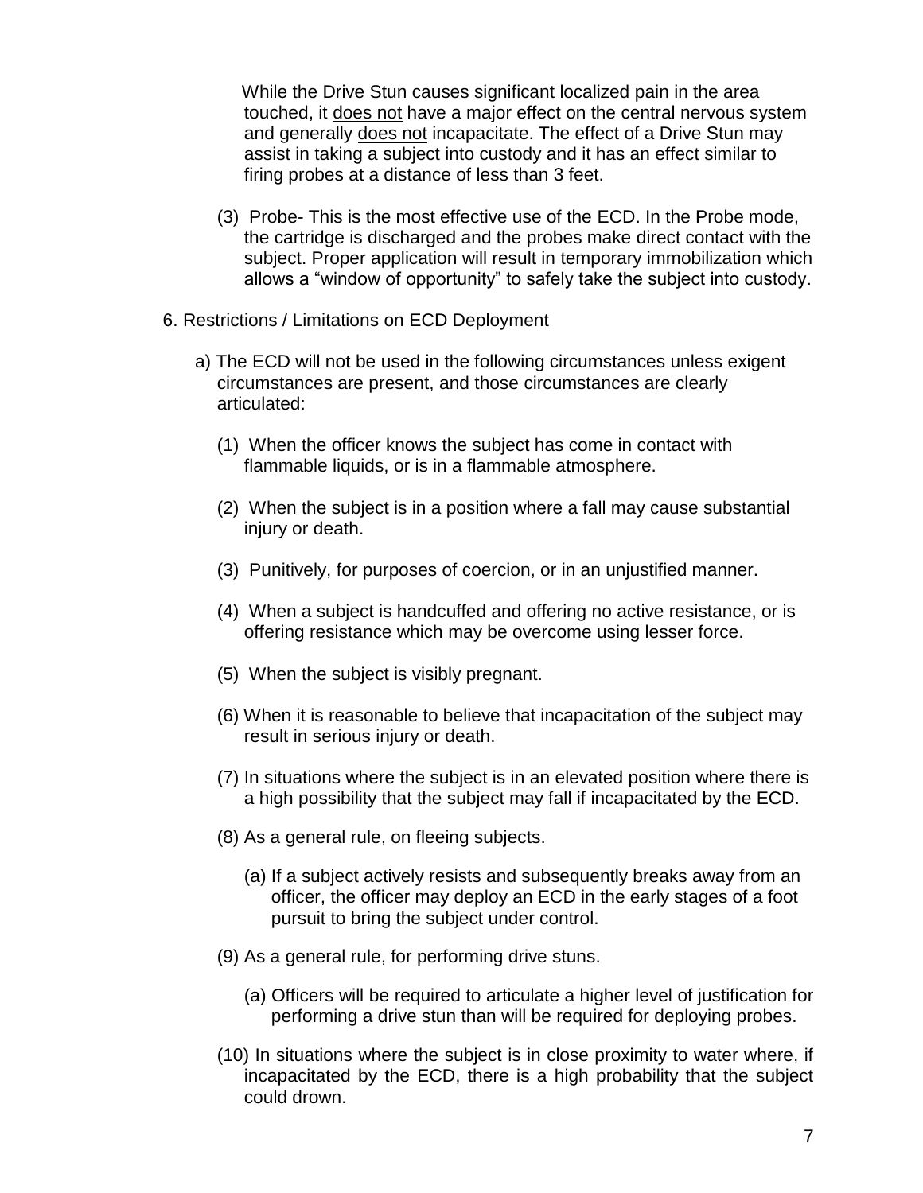While the Drive Stun causes significant localized pain in the area touched, it <u>does not</u> have a major effect on the central nervous system and generally <u>does not</u> incapacitate. The effect of a Drive Stun may assist in taking a subject into custody and it has an effect similar to firing probes at a distance of less than 3 feet.

(3) Probe- This is the most effective use of the ECD. In the Probe mode, the cartridge is discharged and the probes make direct contact with the subject. Proper application will result in temporary immobilization which allows a "window of opportunity" to safely take the subject into custody.

6. Restrictions / Limitations on ECD Deployment

a) The ECD will not be used in the following circumstances unless exigent circumstances are present, and those circumstances are clearly articulated:

(1) When the officer knows the subject has come in contact with flammable liquids, or is in a flammable atmosphere.

(2) When the subject is in a position where a fall may cause substantial injury or death.

(3) Punitively, for purposes of coercion, or in an unjustified manner.

(4) When a subject is handcuffed and offering no active resistance, or is offering resistance which may be overcome using lesser force.

(5) When the subject is visibly pregnant.

(6) When it is reasonable to believe that incapacitation of the subject may result in serious injury or death.

(7) In situations where the subject is in an elevated position where there is a high possibility that the subject may fall if incapacitated by the ECD.

(8) As a general rule, on fleeing subjects.

(a) If a subject actively resists and subsequently breaks away from an officer, the officer may deploy an ECD in the early stages of a foot pursuit to bring the subject under control.

(9) As a general rule, for performing drive stuns.

(a) Officers will be required to articulate a higher level of justification for performing a drive stun than will be required for deploying probes.

(10) In situations where the subject is in close proximity to water where, if incapacitated by the ECD, there is a high probability that the subject could drown.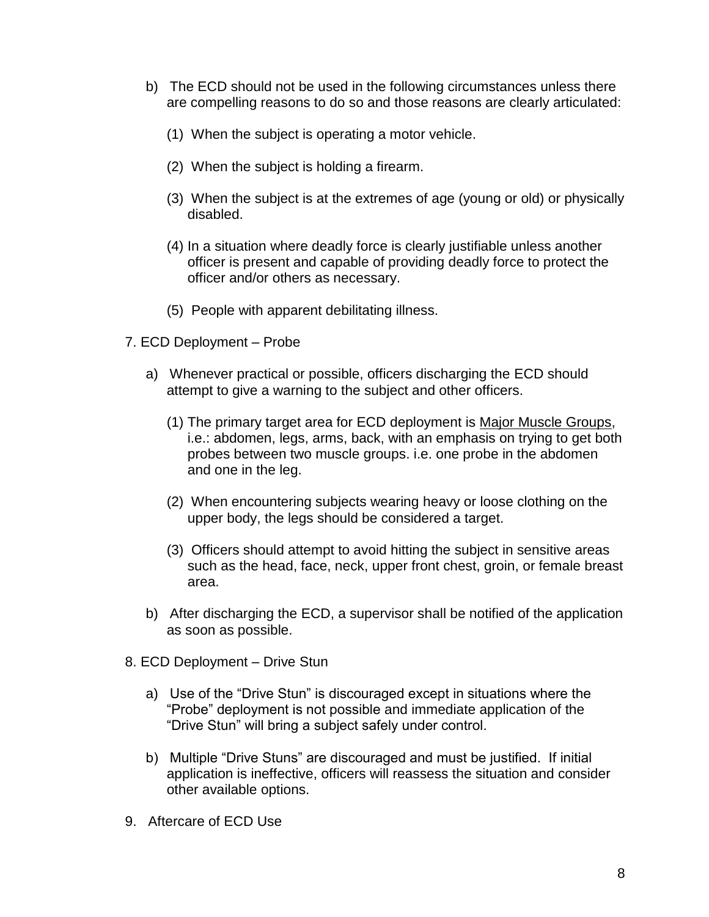b) The ECD should not be used in the following circumstances unless there are compelling reasons to do so and those reasons are clearly articulated:

(1) When the subject is operating a motor vehicle.

(2) When the subject is holding a firearm.

(3) When the subject is at the extremes of age (young or old) or physically disabled.

(4) In a situation where deadly force is clearly justifiable unless another officer is present and capable of providing deadly force to protect the officer and/or others as necessary.

(5) People with apparent debilitating illness.

7. ECD Deployment – Probe

a) Whenever practical or possible, officers discharging the ECD should attempt to give a warning to the subject and other officers.

(1) The primary target area for ECD deployment is <u>Major Muscle Groups</u>, i.e.: abdomen, legs, arms, back, with an emphasis on trying to get both probes between two muscle groups. i.e. one probe in the abdomen and one in the leg.

(2) When encountering subjects wearing heavy or loose clothing on the upper body, the legs should be considered a target.

(3) Officers should attempt to avoid hitting the subject in sensitive areas such as the head, face, neck, upper front chest, groin, or female breast area.

b) After discharging the ECD, a supervisor shall be notified of the application as soon as possible.

8. ECD Deployment – Drive Stun

a) Use of the "Drive Stun" is discouraged except in situations where the "Probe" deployment is not possible and immediate application of the "Drive Stun" will bring a subject safely under control.

b) Multiple "Drive Stuns" are discouraged and must be justified. If initial application is ineffective, officers will reassess the situation and consider other available options.

9. Aftercare of ECD Use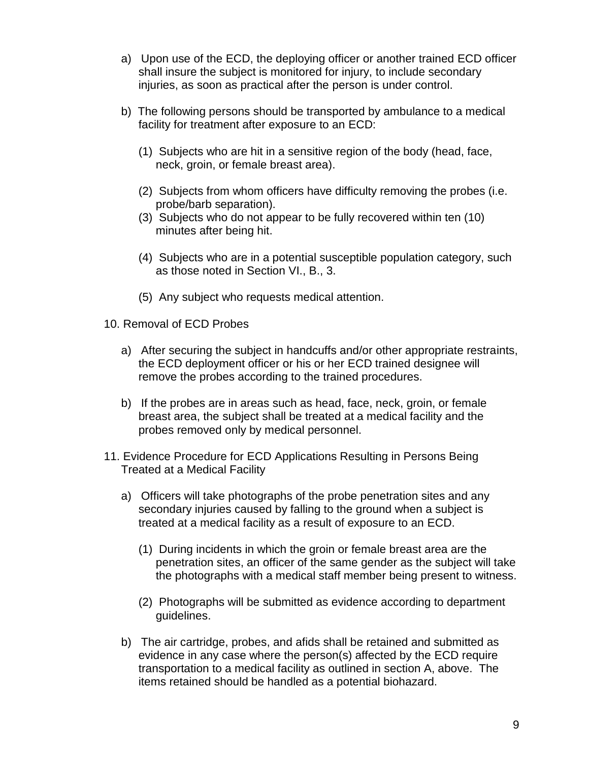a) Upon use of the ECD, the deploying officer or another trained ECD officer shall insure the subject is monitored for injury, to include secondary injuries, as soon as practical after the person is under control.

b) The following persons should be transported by ambulance to a medical facility for treatment after exposure to an ECD:

(1) Subjects who are hit in a sensitive region of the body (head, face, neck, groin, or female breast area).

(2) Subjects from whom officers have difficulty removing the probes (i.e. probe/barb separation).

(3) Subjects who do not appear to be fully recovered within ten (10) minutes after being hit.

(4) Subjects who are in a potential susceptible population category, such as those noted in Section VI., B., 3.

(5) Any subject who requests medical attention.

10. Removal of ECD Probes

a) After securing the subject in handcuffs and/or other appropriate restraints, the ECD deployment officer or his or her ECD trained designee will remove the probes according to the trained procedures.

b) If the probes are in areas such as head, face, neck, groin, or female breast area, the subject shall be treated at a medical facility and the probes removed only by medical personnel.

11. Evidence Procedure for ECD Applications Resulting in Persons Being Treated at a Medical Facility

a) Officers will take photographs of the probe penetration sites and any secondary injuries caused by falling to the ground when a subject is treated at a medical facility as a result of exposure to an ECD.

(1) During incidents in which the groin or female breast area are the penetration sites, an officer of the same gender as the subject will take the photographs with a medical staff member being present to witness.

(2) Photographs will be submitted as evidence according to department guidelines.

b) The air cartridge, probes, and afids shall be retained and submitted as evidence in any case where the person(s) affected by the ECD require transportation to a medical facility as outlined in section A, above. The items retained should be handled as a potential biohazard.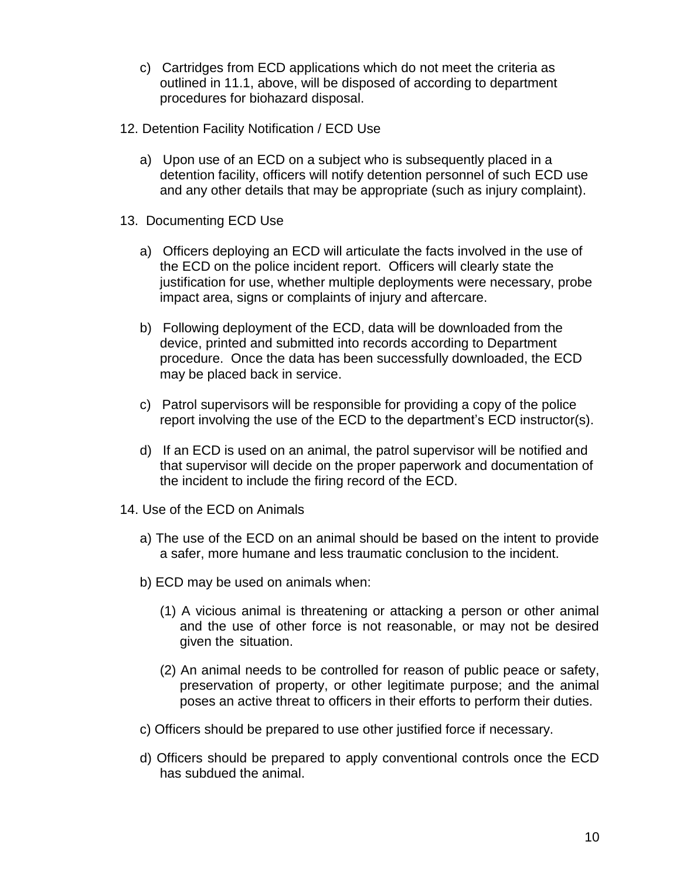c) Cartridges from ECD applications which do not meet the criteria as outlined in 11.1, above, will be disposed of according to department procedures for biohazard disposal.

12. Detention Facility Notification / ECD Use

   a) Upon use of an ECD on a subject who is subsequently placed in a detention facility, officers will notify detention personnel of such ECD use and any other details that may be appropriate (such as injury complaint).

13. Documenting ECD Use

   a) Officers deploying an ECD will articulate the facts involved in the use of the ECD on the police incident report. Officers will clearly state the justification for use, whether multiple deployments were necessary, probe impact area, signs or complaints of injury and aftercare.

   b) Following deployment of the ECD, data will be downloaded from the device, printed and submitted into records according to Department procedure. Once the data has been successfully downloaded, the ECD may be placed back in service.

   c) Patrol supervisors will be responsible for providing a copy of the police report involving the use of the ECD to the department's ECD instructor(s).

   d) If an ECD is used on an animal, the patrol supervisor will be notified and that supervisor will decide on the proper paperwork and documentation of the incident to include the firing record of the ECD.

14. Use of the ECD on Animals

   a) The use of the ECD on an animal should be based on the intent to provide a safer, more humane and less traumatic conclusion to the incident.

   b) ECD may be used on animals when:

      (1) A vicious animal is threatening or attacking a person or other animal and the use of other force is not reasonable, or may not be desired given the situation.

      (2) An animal needs to be controlled for reason of public peace or safety, preservation of property, or other legitimate purpose; and the animal poses an active threat to officers in their efforts to perform their duties.

   c) Officers should be prepared to use other justified force if necessary.

   d) Officers should be prepared to apply conventional controls once the ECD has subdued the animal.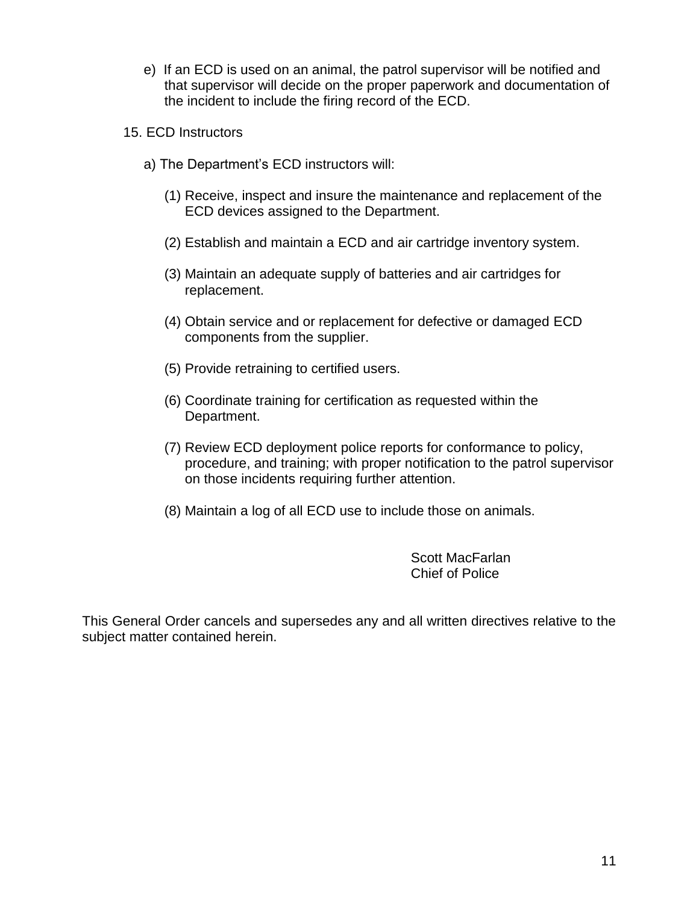e) If an ECD is used on an animal, the patrol supervisor will be notified and that supervisor will decide on the proper paperwork and documentation of the incident to include the firing record of the ECD.

15. ECD Instructors

a) The Department's ECD instructors will:

(1) Receive, inspect and insure the maintenance and replacement of the ECD devices assigned to the Department.

(2) Establish and maintain a ECD and air cartridge inventory system.

(3) Maintain an adequate supply of batteries and air cartridges for replacement.

(4) Obtain service and or replacement for defective or damaged ECD components from the supplier.

(5) Provide retraining to certified users.

(6) Coordinate training for certification as requested within the Department.

(7) Review ECD deployment police reports for conformance to policy, procedure, and training; with proper notification to the patrol supervisor on those incidents requiring further attention.

(8) Maintain a log of all ECD use to include those on animals.

Scott MacFarlan
Chief of Police

This General Order cancels and supersedes any and all written directives relative to the subject matter contained herein.